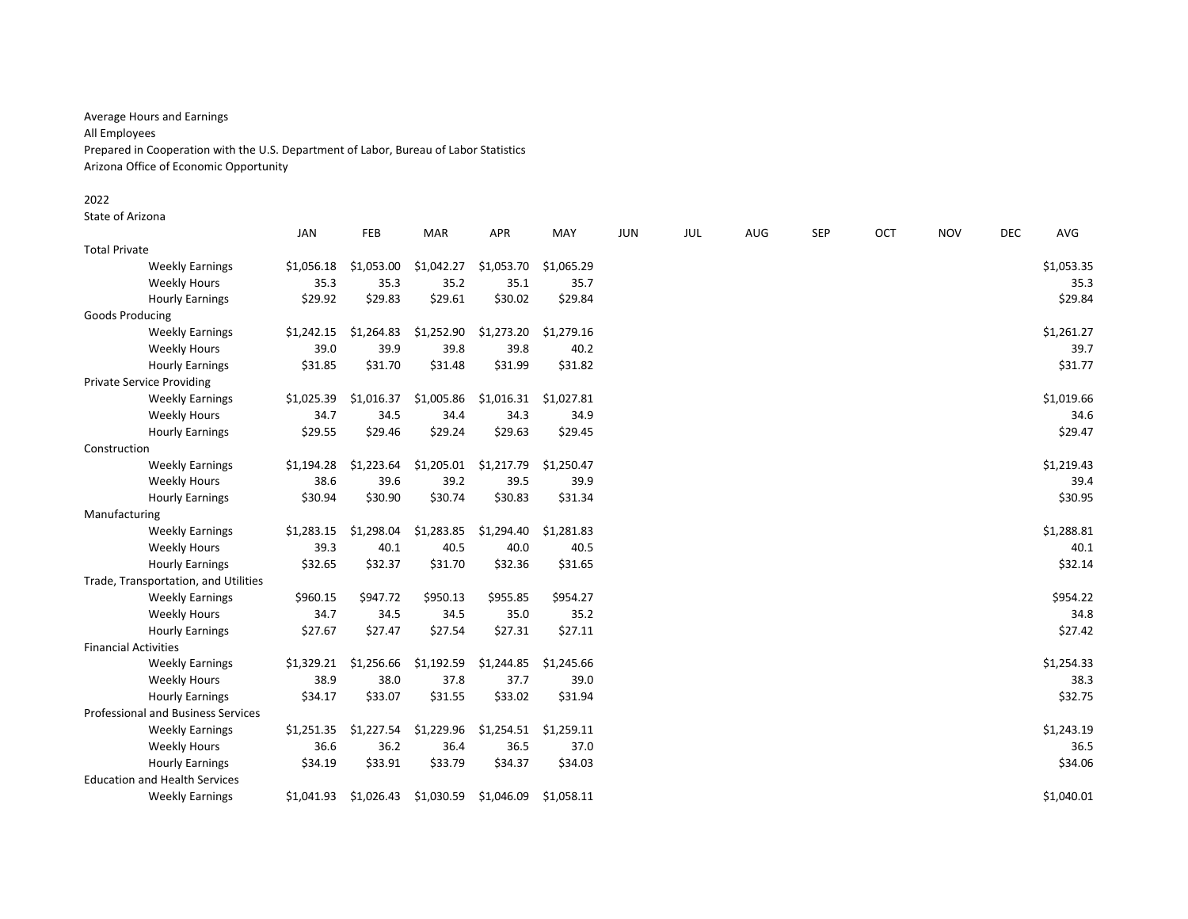Average Hours and Earnings
All Employees
Prepared in Cooperation with the U.S. Department of Labor, Bureau of Labor Statistics
Arizona Office of Economic Opportunity

2022
State of Arizona

| | JAN | FEB | MAR | APR | MAY | JUN | JUL | AUG | SEP | OCT | NOV | DEC | AVG |
|---|---|---|---|---|---|---|---|---|---|---|---|---|---|
| Total Private | | | | | | | | | | | | | |
| Weekly Earnings | $1,056.18 | $1,053.00 | $1,042.27 | $1,053.70 | $1,065.29 | | | | | | | | $1,053.35 |
| Weekly Hours | 35.3 | 35.3 | 35.2 | 35.1 | 35.7 | | | | | | | | 35.3 |
| Hourly Earnings | $29.92 | $29.83 | $29.61 | $30.02 | $29.84 | | | | | | | | $29.84 |
| Goods Producing | | | | | | | | | | | | | |
| Weekly Earnings | $1,242.15 | $1,264.83 | $1,252.90 | $1,273.20 | $1,279.16 | | | | | | | | $1,261.27 |
| Weekly Hours | 39.0 | 39.9 | 39.8 | 39.8 | 40.2 | | | | | | | | 39.7 |
| Hourly Earnings | $31.85 | $31.70 | $31.48 | $31.99 | $31.82 | | | | | | | | $31.77 |
| Private Service Providing | | | | | | | | | | | | | |
| Weekly Earnings | $1,025.39 | $1,016.37 | $1,005.86 | $1,016.31 | $1,027.81 | | | | | | | | $1,019.66 |
| Weekly Hours | 34.7 | 34.5 | 34.4 | 34.3 | 34.9 | | | | | | | | 34.6 |
| Hourly Earnings | $29.55 | $29.46 | $29.24 | $29.63 | $29.45 | | | | | | | | $29.47 |
| Construction | | | | | | | | | | | | | |
| Weekly Earnings | $1,194.28 | $1,223.64 | $1,205.01 | $1,217.79 | $1,250.47 | | | | | | | | $1,219.43 |
| Weekly Hours | 38.6 | 39.6 | 39.2 | 39.5 | 39.9 | | | | | | | | 39.4 |
| Hourly Earnings | $30.94 | $30.90 | $30.74 | $30.83 | $31.34 | | | | | | | | $30.95 |
| Manufacturing | | | | | | | | | | | | | |
| Weekly Earnings | $1,283.15 | $1,298.04 | $1,283.85 | $1,294.40 | $1,281.83 | | | | | | | | $1,288.81 |
| Weekly Hours | 39.3 | 40.1 | 40.5 | 40.0 | 40.5 | | | | | | | | 40.1 |
| Hourly Earnings | $32.65 | $32.37 | $31.70 | $32.36 | $31.65 | | | | | | | | $32.14 |
| Trade, Transportation, and Utilities | | | | | | | | | | | | | |
| Weekly Earnings | $960.15 | $947.72 | $950.13 | $955.85 | $954.27 | | | | | | | | $954.22 |
| Weekly Hours | 34.7 | 34.5 | 34.5 | 35.0 | 35.2 | | | | | | | | 34.8 |
| Hourly Earnings | $27.67 | $27.47 | $27.54 | $27.31 | $27.11 | | | | | | | | $27.42 |
| Financial Activities | | | | | | | | | | | | | |
| Weekly Earnings | $1,329.21 | $1,256.66 | $1,192.59 | $1,244.85 | $1,245.66 | | | | | | | | $1,254.33 |
| Weekly Hours | 38.9 | 38.0 | 37.8 | 37.7 | 39.0 | | | | | | | | 38.3 |
| Hourly Earnings | $34.17 | $33.07 | $31.55 | $33.02 | $31.94 | | | | | | | | $32.75 |
| Professional and Business Services | | | | | | | | | | | | | |
| Weekly Earnings | $1,251.35 | $1,227.54 | $1,229.96 | $1,254.51 | $1,259.11 | | | | | | | | $1,243.19 |
| Weekly Hours | 36.6 | 36.2 | 36.4 | 36.5 | 37.0 | | | | | | | | 36.5 |
| Hourly Earnings | $34.19 | $33.91 | $33.79 | $34.37 | $34.03 | | | | | | | | $34.06 |
| Education and Health Services | | | | | | | | | | | | | |
| Weekly Earnings | $1,041.93 | $1,026.43 | $1,030.59 | $1,046.09 | $1,058.11 | | | | | | | | $1,040.01 |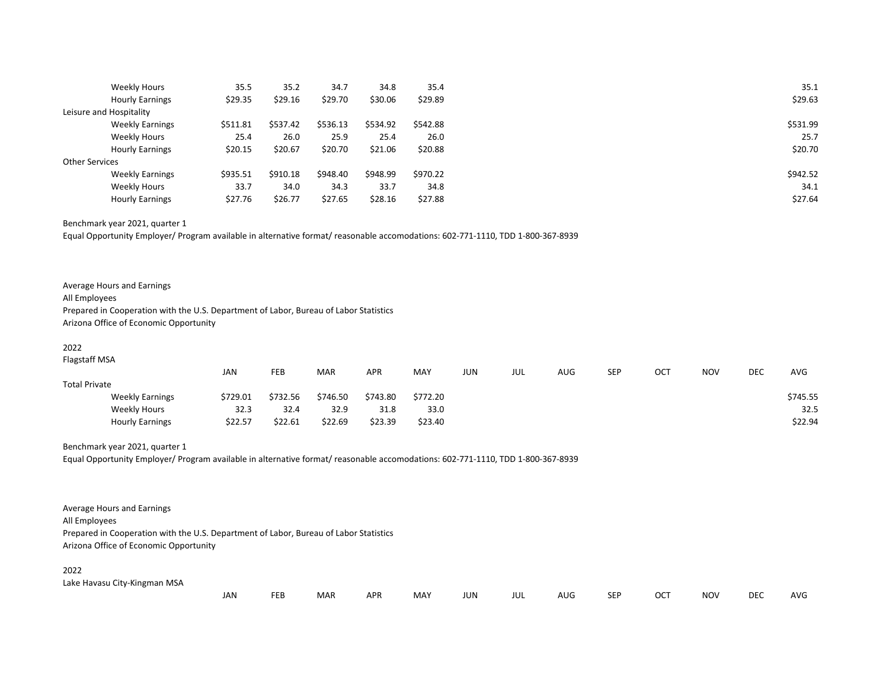| | JAN | FEB | MAR | APR | MAY | JUN | JUL | AUG | SEP | OCT | NOV | DEC | AVG |
|---|---|---|---|---|---|---|---|---|---|---|---|---|---|
| Weekly Hours | 35.5 | 35.2 | 34.7 | 34.8 | 35.4 | | | | | | | | 35.1 |
| Hourly Earnings | $29.35 | $29.16 | $29.70 | $30.06 | $29.89 | | | | | | | | $29.63 |
| Leisure and Hospitality | | | | | | | | | | | | | |
| Weekly Earnings | $511.81 | $537.42 | $536.13 | $534.92 | $542.88 | | | | | | | | $531.99 |
| Weekly Hours | 25.4 | 26.0 | 25.9 | 25.4 | 26.0 | | | | | | | | 25.7 |
| Hourly Earnings | $20.15 | $20.67 | $20.70 | $21.06 | $20.88 | | | | | | | | $20.70 |
| Other Services | | | | | | | | | | | | | |
| Weekly Earnings | $935.51 | $910.18 | $948.40 | $948.99 | $970.22 | | | | | | | | $942.52 |
| Weekly Hours | 33.7 | 34.0 | 34.3 | 33.7 | 34.8 | | | | | | | | 34.1 |
| Hourly Earnings | $27.76 | $26.77 | $27.65 | $28.16 | $27.88 | | | | | | | | $27.64 |

Benchmark year 2021, quarter 1

Equal Opportunity Employer/ Program available in alternative format/ reasonable accomodations: 602-771-1110, TDD 1-800-367-8939

Average Hours and Earnings

All Employees

Prepared in Cooperation with the U.S. Department of Labor, Bureau of Labor Statistics

Arizona Office of Economic Opportunity

2022

Flagstaff MSA

| | JAN | FEB | MAR | APR | MAY | JUN | JUL | AUG | SEP | OCT | NOV | DEC | AVG |
|---|---|---|---|---|---|---|---|---|---|---|---|---|---|
| Total Private | | | | | | | | | | | | | |
| Weekly Earnings | $729.01 | $732.56 | $746.50 | $743.80 | $772.20 | | | | | | | | $745.55 |
| Weekly Hours | 32.3 | 32.4 | 32.9 | 31.8 | 33.0 | | | | | | | | 32.5 |
| Hourly Earnings | $22.57 | $22.61 | $22.69 | $23.39 | $23.40 | | | | | | | | $22.94 |

Benchmark year 2021, quarter 1

Equal Opportunity Employer/ Program available in alternative format/ reasonable accomodations: 602-771-1110, TDD 1-800-367-8939

Average Hours and Earnings

All Employees

Prepared in Cooperation with the U.S. Department of Labor, Bureau of Labor Statistics

Arizona Office of Economic Opportunity

2022

Lake Havasu City-Kingman MSA

| | JAN | FEB | MAR | APR | MAY | JUN | JUL | AUG | SEP | OCT | NOV | DEC | AVG |
|---|---|---|---|---|---|---|---|---|---|---|---|---|---|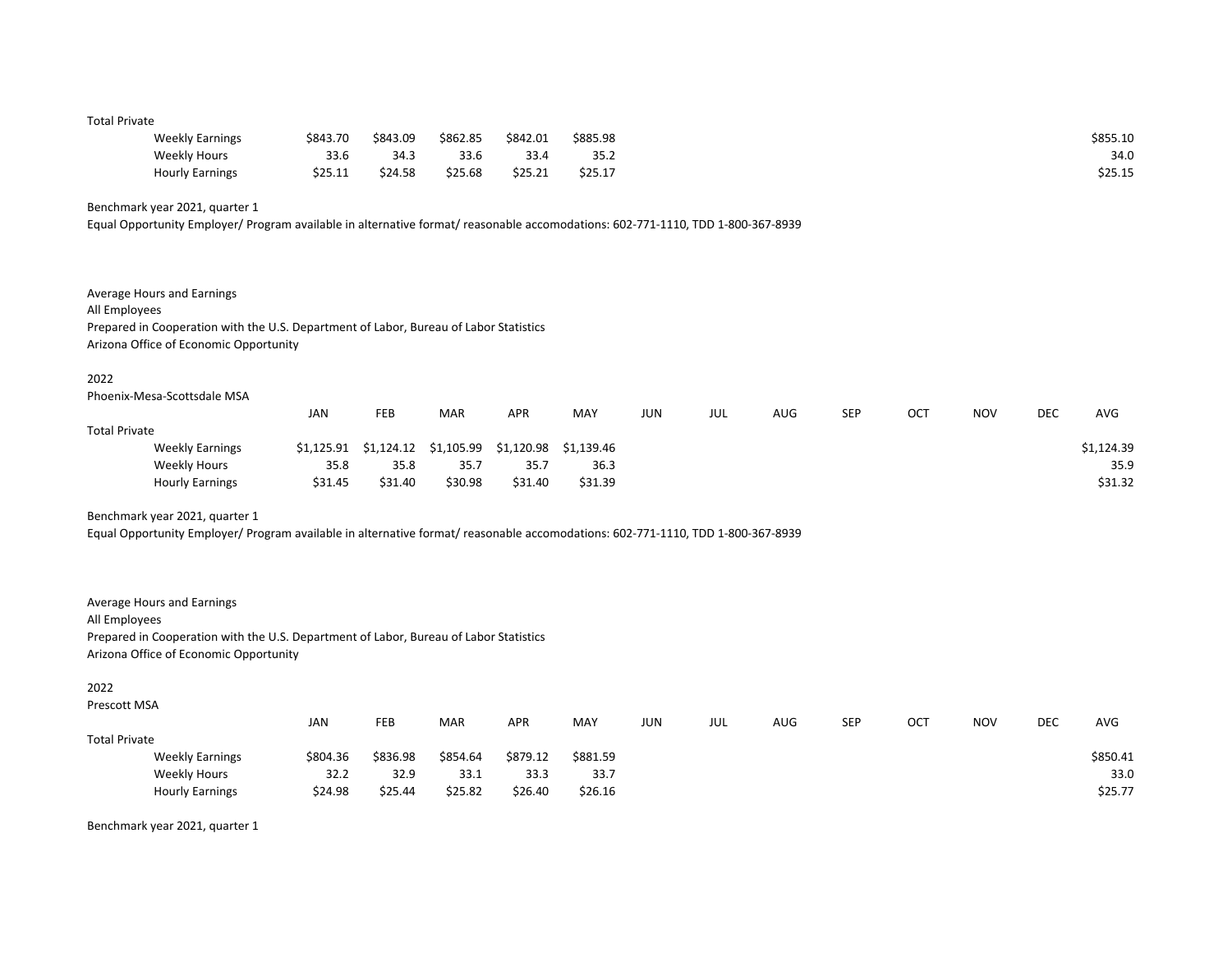| | JAN | FEB | MAR | APR | MAY | JUN | JUL | AUG | SEP | OCT | NOV | DEC | AVG |
|---|---|---|---|---|---|---|---|---|---|---|---|---|---|
| Total Private | | | | | | | | | | | | | |
| Weekly Earnings | $843.70 | $843.09 | $862.85 | $842.01 | $885.98 | | | | | | | | $855.10 |
| Weekly Hours | 33.6 | 34.3 | 33.6 | 33.4 | 35.2 | | | | | | | | 34.0 |
| Hourly Earnings | $25.11 | $24.58 | $25.68 | $25.21 | $25.17 | | | | | | | | $25.15 |

Benchmark year 2021, quarter 1

Equal Opportunity Employer/ Program available in alternative format/ reasonable accomodations: 602-771-1110, TDD 1-800-367-8939

Average Hours and Earnings

All Employees

Prepared in Cooperation with the U.S. Department of Labor, Bureau of Labor Statistics

Arizona Office of Economic Opportunity

2022

Phoenix-Mesa-Scottsdale MSA

| | JAN | FEB | MAR | APR | MAY | JUN | JUL | AUG | SEP | OCT | NOV | DEC | AVG |
|---|---|---|---|---|---|---|---|---|---|---|---|---|---|
| Total Private | | | | | | | | | | | | | |
| Weekly Earnings | $1,125.91 | $1,124.12 | $1,105.99 | $1,120.98 | $1,139.46 | | | | | | | | $1,124.39 |
| Weekly Hours | 35.8 | 35.8 | 35.7 | 35.7 | 36.3 | | | | | | | | 35.9 |
| Hourly Earnings | $31.45 | $31.40 | $30.98 | $31.40 | $31.39 | | | | | | | | $31.32 |

Benchmark year 2021, quarter 1

Equal Opportunity Employer/ Program available in alternative format/ reasonable accomodations: 602-771-1110, TDD 1-800-367-8939

Average Hours and Earnings

All Employees

Prepared in Cooperation with the U.S. Department of Labor, Bureau of Labor Statistics

Arizona Office of Economic Opportunity

2022

Prescott MSA

| | JAN | FEB | MAR | APR | MAY | JUN | JUL | AUG | SEP | OCT | NOV | DEC | AVG |
|---|---|---|---|---|---|---|---|---|---|---|---|---|---|
| Total Private | | | | | | | | | | | | | |
| Weekly Earnings | $804.36 | $836.98 | $854.64 | $879.12 | $881.59 | | | | | | | | $850.41 |
| Weekly Hours | 32.2 | 32.9 | 33.1 | 33.3 | 33.7 | | | | | | | | 33.0 |
| Hourly Earnings | $24.98 | $25.44 | $25.82 | $26.40 | $26.16 | | | | | | | | $25.77 |

Benchmark year 2021, quarter 1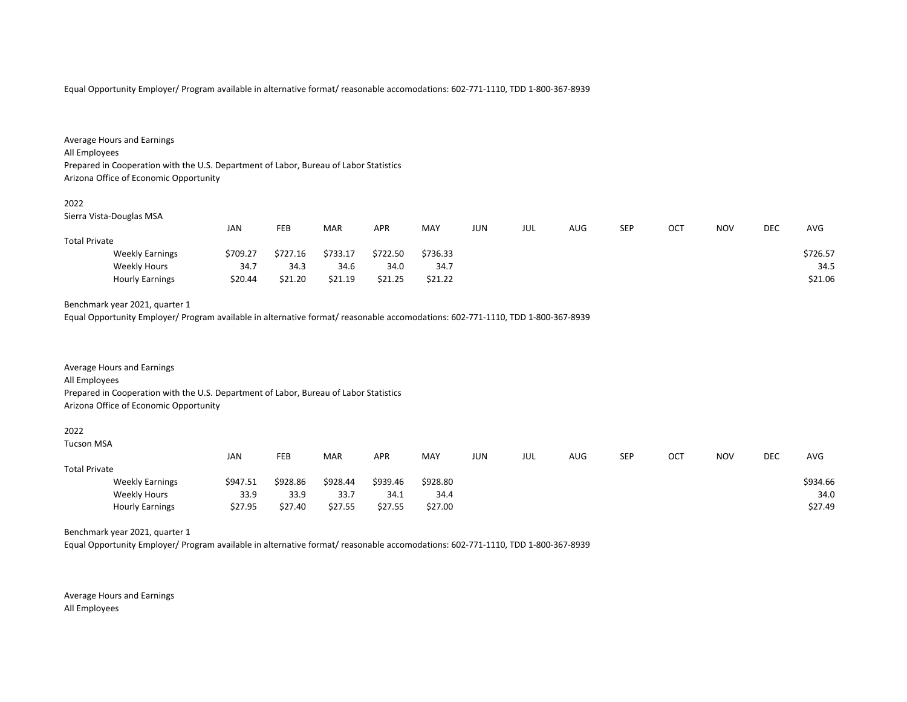Equal Opportunity Employer/ Program available in alternative format/ reasonable accomodations: 602-771-1110, TDD 1-800-367-8939

Average Hours and Earnings
All Employees
Prepared in Cooperation with the U.S. Department of Labor, Bureau of Labor Statistics
Arizona Office of Economic Opportunity

2022
Sierra Vista-Douglas MSA

| | JAN | FEB | MAR | APR | MAY | JUN | JUL | AUG | SEP | OCT | NOV | DEC | AVG |
|---|---|---|---|---|---|---|---|---|---|---|---|---|---|
| Total Private | | | | | | | | | | | | | |
| Weekly Earnings | $709.27 | $727.16 | $733.17 | $722.50 | $736.33 | | | | | | | | $726.57 |
| Weekly Hours | 34.7 | 34.3 | 34.6 | 34.0 | 34.7 | | | | | | | | 34.5 |
| Hourly Earnings | $20.44 | $21.20 | $21.19 | $21.25 | $21.22 | | | | | | | | $21.06 |

Benchmark year 2021, quarter 1
Equal Opportunity Employer/ Program available in alternative format/ reasonable accomodations: 602-771-1110, TDD 1-800-367-8939

Average Hours and Earnings
All Employees
Prepared in Cooperation with the U.S. Department of Labor, Bureau of Labor Statistics
Arizona Office of Economic Opportunity

2022
Tucson MSA

| | JAN | FEB | MAR | APR | MAY | JUN | JUL | AUG | SEP | OCT | NOV | DEC | AVG |
|---|---|---|---|---|---|---|---|---|---|---|---|---|---|
| Total Private | | | | | | | | | | | | | |
| Weekly Earnings | $947.51 | $928.86 | $928.44 | $939.46 | $928.80 | | | | | | | | $934.66 |
| Weekly Hours | 33.9 | 33.9 | 33.7 | 34.1 | 34.4 | | | | | | | | 34.0 |
| Hourly Earnings | $27.95 | $27.40 | $27.55 | $27.55 | $27.00 | | | | | | | | $27.49 |

Benchmark year 2021, quarter 1
Equal Opportunity Employer/ Program available in alternative format/ reasonable accomodations: 602-771-1110, TDD 1-800-367-8939

Average Hours and Earnings
All Employees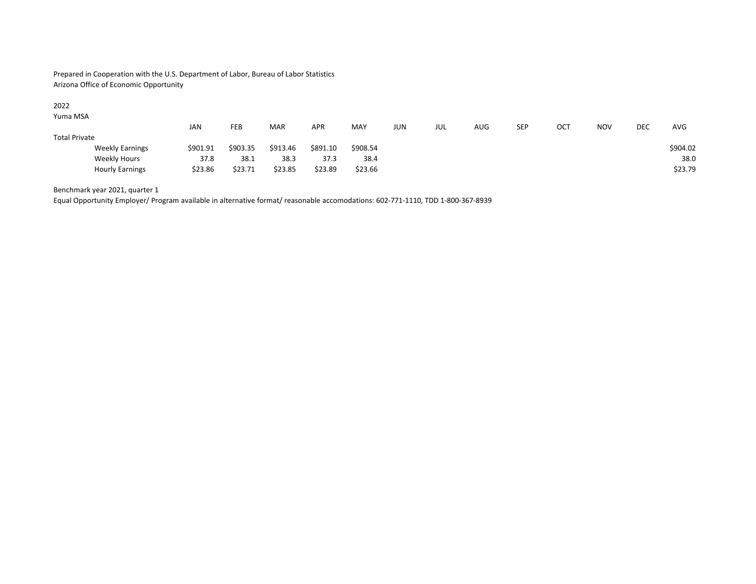Prepared in Cooperation with the U.S. Department of Labor, Bureau of Labor Statistics
Arizona Office of Economic Opportunity

2022
Yuma MSA

| | JAN | FEB | MAR | APR | MAY | JUN | JUL | AUG | SEP | OCT | NOV | DEC | AVG |
|---|---|---|---|---|---|---|---|---|---|---|---|---|---|
| Total Private | | | | | | | | | | | | | |
| Weekly Earnings | $901.91 | $903.35 | $913.46 | $891.10 | $908.54 | | | | | | | | $904.02 |
| Weekly Hours | 37.8 | 38.1 | 38.3 | 37.3 | 38.4 | | | | | | | | 38.0 |
| Hourly Earnings | $23.86 | $23.71 | $23.85 | $23.89 | $23.66 | | | | | | | | $23.79 |

Benchmark year 2021, quarter 1
Equal Opportunity Employer/ Program available in alternative format/ reasonable accomodations: 602-771-1110, TDD 1-800-367-8939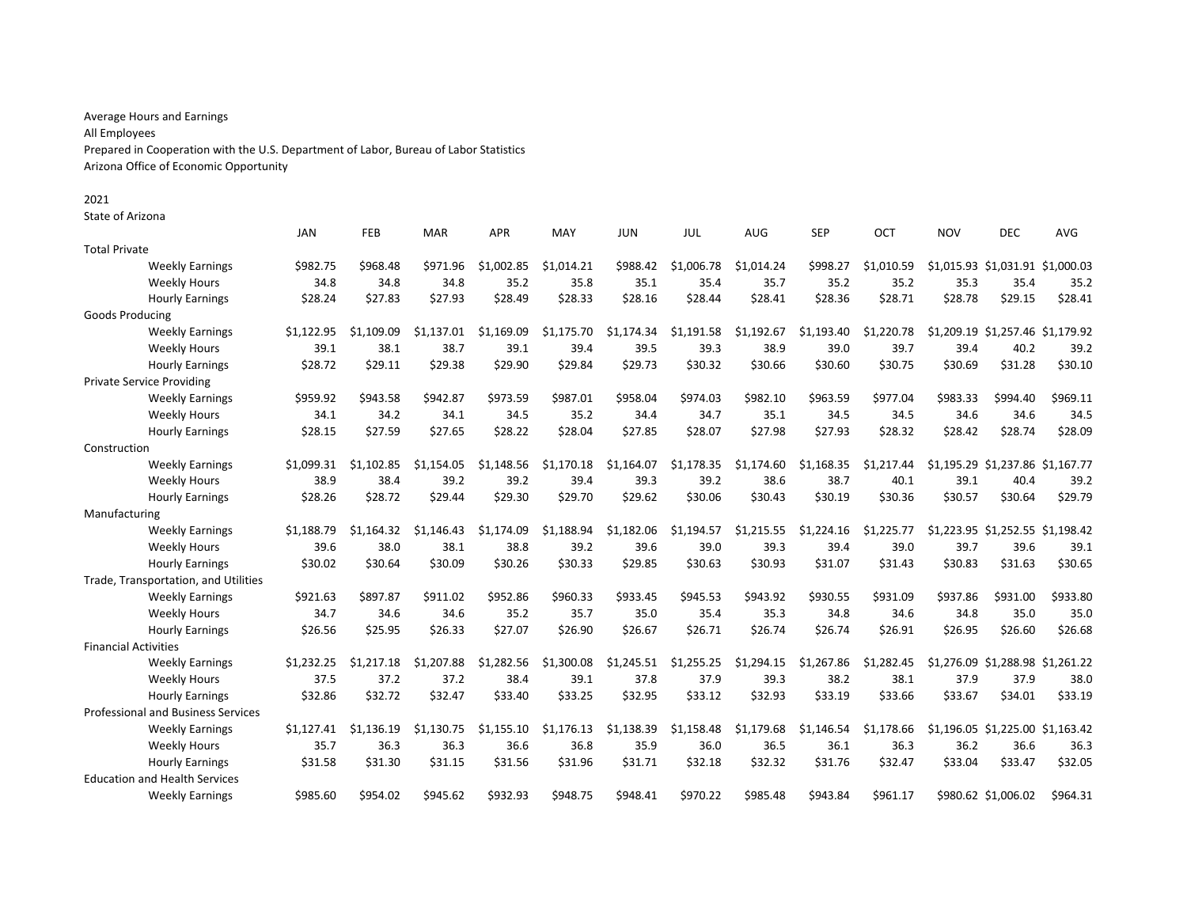Average Hours and Earnings
All Employees
Prepared in Cooperation with the U.S. Department of Labor, Bureau of Labor Statistics
Arizona Office of Economic Opportunity

2021
State of Arizona

| | JAN | FEB | MAR | APR | MAY | JUN | JUL | AUG | SEP | OCT | NOV | DEC | AVG |
|---|---|---|---|---|---|---|---|---|---|---|---|---|---|
| **Total Private** | | | | | | | | | | | | | |
| Weekly Earnings | $982.75 | $968.48 | $971.96 | $1,002.85 | $1,014.21 | $988.42 | $1,006.78 | $1,014.24 | $998.27 | $1,010.59 | $1,015.93 | $1,031.91 | $1,000.03 |
| Weekly Hours | 34.8 | 34.8 | 34.8 | 35.2 | 35.8 | 35.1 | 35.4 | 35.7 | 35.2 | 35.2 | 35.3 | 35.4 | 35.2 |
| Hourly Earnings | $28.24 | $27.83 | $27.93 | $28.49 | $28.33 | $28.16 | $28.44 | $28.41 | $28.36 | $28.71 | $28.78 | $29.15 | $28.41 |
| **Goods Producing** | | | | | | | | | | | | | |
| Weekly Earnings | $1,122.95 | $1,109.09 | $1,137.01 | $1,169.09 | $1,175.70 | $1,174.34 | $1,191.58 | $1,192.67 | $1,193.40 | $1,220.78 | $1,209.19 | $1,257.46 | $1,179.92 |
| Weekly Hours | 39.1 | 38.1 | 38.7 | 39.1 | 39.4 | 39.5 | 39.3 | 38.9 | 39.0 | 39.7 | 39.4 | 40.2 | 39.2 |
| Hourly Earnings | $28.72 | $29.11 | $29.38 | $29.90 | $29.84 | $29.73 | $30.32 | $30.66 | $30.60 | $30.75 | $30.69 | $31.28 | $30.10 |
| **Private Service Providing** | | | | | | | | | | | | | |
| Weekly Earnings | $959.92 | $943.58 | $942.87 | $973.59 | $987.01 | $958.04 | $974.03 | $982.10 | $963.59 | $977.04 | $983.33 | $994.40 | $969.11 |
| Weekly Hours | 34.1 | 34.2 | 34.1 | 34.5 | 35.2 | 34.4 | 34.7 | 35.1 | 34.5 | 34.5 | 34.6 | 34.6 | 34.5 |
| Hourly Earnings | $28.15 | $27.59 | $27.65 | $28.22 | $28.04 | $27.85 | $28.07 | $27.98 | $27.93 | $28.32 | $28.42 | $28.74 | $28.09 |
| **Construction** | | | | | | | | | | | | | |
| Weekly Earnings | $1,099.31 | $1,102.85 | $1,154.05 | $1,148.56 | $1,170.18 | $1,164.07 | $1,178.35 | $1,174.60 | $1,168.35 | $1,217.44 | $1,195.29 | $1,237.86 | $1,167.77 |
| Weekly Hours | 38.9 | 38.4 | 39.2 | 39.2 | 39.4 | 39.3 | 39.2 | 38.6 | 38.7 | 40.1 | 39.1 | 40.4 | 39.2 |
| Hourly Earnings | $28.26 | $28.72 | $29.44 | $29.30 | $29.70 | $29.62 | $30.06 | $30.43 | $30.19 | $30.36 | $30.57 | $30.64 | $29.79 |
| **Manufacturing** | | | | | | | | | | | | | |
| Weekly Earnings | $1,188.79 | $1,164.32 | $1,146.43 | $1,174.09 | $1,188.94 | $1,182.06 | $1,194.57 | $1,215.55 | $1,224.16 | $1,225.77 | $1,223.95 | $1,252.55 | $1,198.42 |
| Weekly Hours | 39.6 | 38.0 | 38.1 | 38.8 | 39.2 | 39.6 | 39.0 | 39.3 | 39.4 | 39.0 | 39.7 | 39.6 | 39.1 |
| Hourly Earnings | $30.02 | $30.64 | $30.09 | $30.26 | $30.33 | $29.85 | $30.63 | $30.93 | $31.07 | $31.43 | $30.83 | $31.63 | $30.65 |
| **Trade, Transportation, and Utilities** | | | | | | | | | | | | | |
| Weekly Earnings | $921.63 | $897.87 | $911.02 | $952.86 | $960.33 | $933.45 | $945.53 | $943.92 | $930.55 | $931.09 | $937.86 | $931.00 | $933.80 |
| Weekly Hours | 34.7 | 34.6 | 34.6 | 35.2 | 35.7 | 35.0 | 35.4 | 35.3 | 34.8 | 34.6 | 34.8 | 35.0 | 35.0 |
| Hourly Earnings | $26.56 | $25.95 | $26.33 | $27.07 | $26.90 | $26.67 | $26.71 | $26.74 | $26.74 | $26.91 | $26.95 | $26.60 | $26.68 |
| **Financial Activities** | | | | | | | | | | | | | |
| Weekly Earnings | $1,232.25 | $1,217.18 | $1,207.88 | $1,282.56 | $1,300.08 | $1,245.51 | $1,255.25 | $1,294.15 | $1,267.86 | $1,282.45 | $1,276.09 | $1,288.98 | $1,261.22 |
| Weekly Hours | 37.5 | 37.2 | 37.2 | 38.4 | 39.1 | 37.8 | 37.9 | 39.3 | 38.2 | 38.1 | 37.9 | 37.9 | 38.0 |
| Hourly Earnings | $32.86 | $32.72 | $32.47 | $33.40 | $33.25 | $32.95 | $33.12 | $32.93 | $33.19 | $33.66 | $33.67 | $34.01 | $33.19 |
| **Professional and Business Services** | | | | | | | | | | | | | |
| Weekly Earnings | $1,127.41 | $1,136.19 | $1,130.75 | $1,155.10 | $1,176.13 | $1,138.39 | $1,158.48 | $1,179.68 | $1,146.54 | $1,178.66 | $1,196.05 | $1,225.00 | $1,163.42 |
| Weekly Hours | 35.7 | 36.3 | 36.3 | 36.6 | 36.8 | 35.9 | 36.0 | 36.5 | 36.1 | 36.3 | 36.2 | 36.6 | 36.3 |
| Hourly Earnings | $31.58 | $31.30 | $31.15 | $31.56 | $31.96 | $31.71 | $32.18 | $32.32 | $31.76 | $32.47 | $33.04 | $33.47 | $32.05 |
| **Education and Health Services** | | | | | | | | | | | | | |
| Weekly Earnings | $985.60 | $954.02 | $945.62 | $932.93 | $948.75 | $948.41 | $970.22 | $985.48 | $943.84 | $961.17 | $980.62 | $1,006.02 | $964.31 |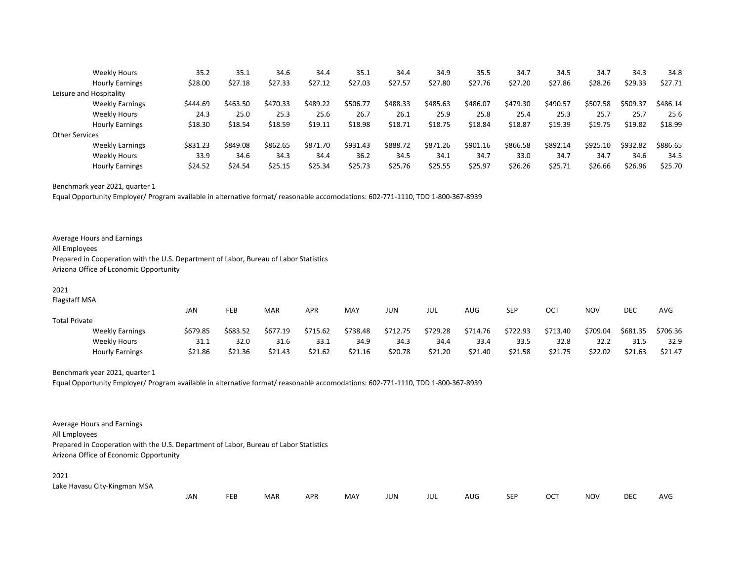| | JAN | FEB | MAR | APR | MAY | JUN | JUL | AUG | SEP | OCT | NOV | DEC | AVG |
|---|---|---|---|---|---|---|---|---|---|---|---|---|---|
| Weekly Hours | 35.2 | 35.1 | 34.6 | 34.4 | 35.1 | 34.4 | 34.9 | 35.5 | 34.7 | 34.5 | 34.7 | 34.3 | 34.8 |
| Hourly Earnings | $28.00 | $27.18 | $27.33 | $27.12 | $27.03 | $27.57 | $27.80 | $27.76 | $27.20 | $27.86 | $28.26 | $29.33 | $27.71 |
| Leisure and Hospitality | | | | | | | | | | | | | |
| Weekly Earnings | $444.69 | $463.50 | $470.33 | $489.22 | $506.77 | $488.33 | $485.63 | $486.07 | $479.30 | $490.57 | $507.58 | $509.37 | $486.14 |
| Weekly Hours | 24.3 | 25.0 | 25.3 | 25.6 | 26.7 | 26.1 | 25.9 | 25.8 | 25.4 | 25.3 | 25.7 | 25.7 | 25.6 |
| Hourly Earnings | $18.30 | $18.54 | $18.59 | $19.11 | $18.98 | $18.71 | $18.75 | $18.84 | $18.87 | $19.39 | $19.75 | $19.82 | $18.99 |
| Other Services | | | | | | | | | | | | | |
| Weekly Earnings | $831.23 | $849.08 | $862.65 | $871.70 | $931.43 | $888.72 | $871.26 | $901.16 | $866.58 | $892.14 | $925.10 | $932.82 | $886.65 |
| Weekly Hours | 33.9 | 34.6 | 34.3 | 34.4 | 36.2 | 34.5 | 34.1 | 34.7 | 33.0 | 34.7 | 34.7 | 34.6 | 34.5 |
| Hourly Earnings | $24.52 | $24.54 | $25.15 | $25.34 | $25.73 | $25.76 | $25.55 | $25.97 | $26.26 | $25.71 | $26.66 | $26.96 | $25.70 |

Benchmark year 2021, quarter 1

Equal Opportunity Employer/ Program available in alternative format/ reasonable accomodations: 602-771-1110, TDD 1-800-367-8939

Average Hours and Earnings

All Employees

Prepared in Cooperation with the U.S. Department of Labor, Bureau of Labor Statistics

Arizona Office of Economic Opportunity

2021

Flagstaff MSA

| | JAN | FEB | MAR | APR | MAY | JUN | JUL | AUG | SEP | OCT | NOV | DEC | AVG |
|---|---|---|---|---|---|---|---|---|---|---|---|---|---|
| Total Private | | | | | | | | | | | | | |
| Weekly Earnings | $679.85 | $683.52 | $677.19 | $715.62 | $738.48 | $712.75 | $729.28 | $714.76 | $722.93 | $713.40 | $709.04 | $681.35 | $706.36 |
| Weekly Hours | 31.1 | 32.0 | 31.6 | 33.1 | 34.9 | 34.3 | 34.4 | 33.4 | 33.5 | 32.8 | 32.2 | 31.5 | 32.9 |
| Hourly Earnings | $21.86 | $21.36 | $21.43 | $21.62 | $21.16 | $20.78 | $21.20 | $21.40 | $21.58 | $21.75 | $22.02 | $21.63 | $21.47 |

Benchmark year 2021, quarter 1

Equal Opportunity Employer/ Program available in alternative format/ reasonable accomodations: 602-771-1110, TDD 1-800-367-8939

Average Hours and Earnings

All Employees

Prepared in Cooperation with the U.S. Department of Labor, Bureau of Labor Statistics

Arizona Office of Economic Opportunity

2021

Lake Havasu City-Kingman MSA

| | JAN | FEB | MAR | APR | MAY | JUN | JUL | AUG | SEP | OCT | NOV | DEC | AVG |
|---|---|---|---|---|---|---|---|---|---|---|---|---|---|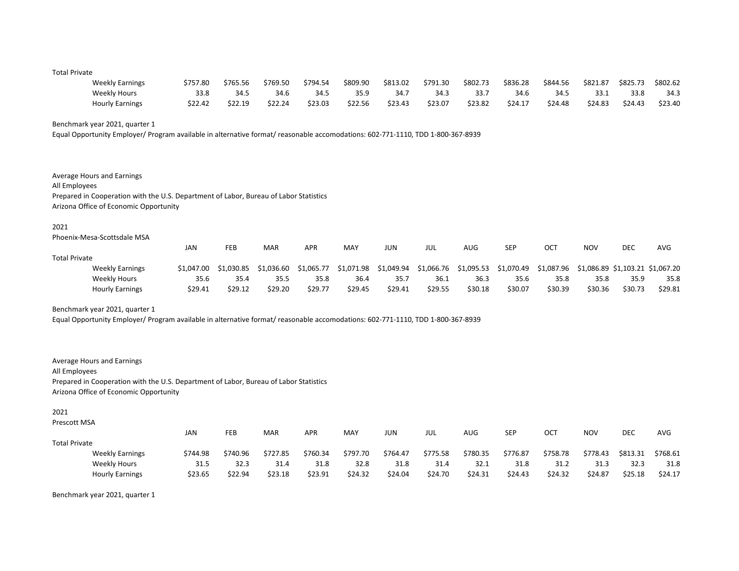| | JAN | FEB | MAR | APR | MAY | JUN | JUL | AUG | SEP | OCT | NOV | DEC | AVG |
|---|---|---|---|---|---|---|---|---|---|---|---|---|---|
| Total Private | | | | | | | | | | | | | |
| Weekly Earnings | $757.80 | $765.56 | $769.50 | $794.54 | $809.90 | $813.02 | $791.30 | $802.73 | $836.28 | $844.56 | $821.87 | $825.73 | $802.62 |
| Weekly Hours | 33.8 | 34.5 | 34.6 | 34.5 | 35.9 | 34.7 | 34.3 | 33.7 | 34.6 | 34.5 | 33.1 | 33.8 | 34.3 |
| Hourly Earnings | $22.42 | $22.19 | $22.24 | $23.03 | $22.56 | $23.43 | $23.07 | $23.82 | $24.17 | $24.48 | $24.83 | $24.43 | $23.40 |

Benchmark year 2021, quarter 1

Equal Opportunity Employer/ Program available in alternative format/ reasonable accomodations: 602-771-1110, TDD 1-800-367-8939

Average Hours and Earnings

All Employees

Prepared in Cooperation with the U.S. Department of Labor, Bureau of Labor Statistics

Arizona Office of Economic Opportunity

2021

Phoenix-Mesa-Scottsdale MSA

| | JAN | FEB | MAR | APR | MAY | JUN | JUL | AUG | SEP | OCT | NOV | DEC | AVG |
|---|---|---|---|---|---|---|---|---|---|---|---|---|---|
| Total Private | | | | | | | | | | | | | |
| Weekly Earnings | $1,047.00 | $1,030.85 | $1,036.60 | $1,065.77 | $1,071.98 | $1,049.94 | $1,066.76 | $1,095.53 | $1,070.49 | $1,087.96 | $1,086.89 | $1,103.21 | $1,067.20 |
| Weekly Hours | 35.6 | 35.4 | 35.5 | 35.8 | 36.4 | 35.7 | 36.1 | 36.3 | 35.6 | 35.8 | 35.8 | 35.9 | 35.8 |
| Hourly Earnings | $29.41 | $29.12 | $29.20 | $29.77 | $29.45 | $29.41 | $29.55 | $30.18 | $30.07 | $30.39 | $30.36 | $30.73 | $29.81 |

Benchmark year 2021, quarter 1

Equal Opportunity Employer/ Program available in alternative format/ reasonable accomodations: 602-771-1110, TDD 1-800-367-8939

Average Hours and Earnings

All Employees

Prepared in Cooperation with the U.S. Department of Labor, Bureau of Labor Statistics

Arizona Office of Economic Opportunity

2021

Prescott MSA

| | JAN | FEB | MAR | APR | MAY | JUN | JUL | AUG | SEP | OCT | NOV | DEC | AVG |
|---|---|---|---|---|---|---|---|---|---|---|---|---|---|
| Total Private | | | | | | | | | | | | | |
| Weekly Earnings | $744.98 | $740.96 | $727.85 | $760.34 | $797.70 | $764.47 | $775.58 | $780.35 | $776.87 | $758.78 | $778.43 | $813.31 | $768.61 |
| Weekly Hours | 31.5 | 32.3 | 31.4 | 31.8 | 32.8 | 31.8 | 31.4 | 32.1 | 31.8 | 31.2 | 31.3 | 32.3 | 31.8 |
| Hourly Earnings | $23.65 | $22.94 | $23.18 | $23.91 | $24.32 | $24.04 | $24.70 | $24.31 | $24.43 | $24.32 | $24.87 | $25.18 | $24.17 |

Benchmark year 2021, quarter 1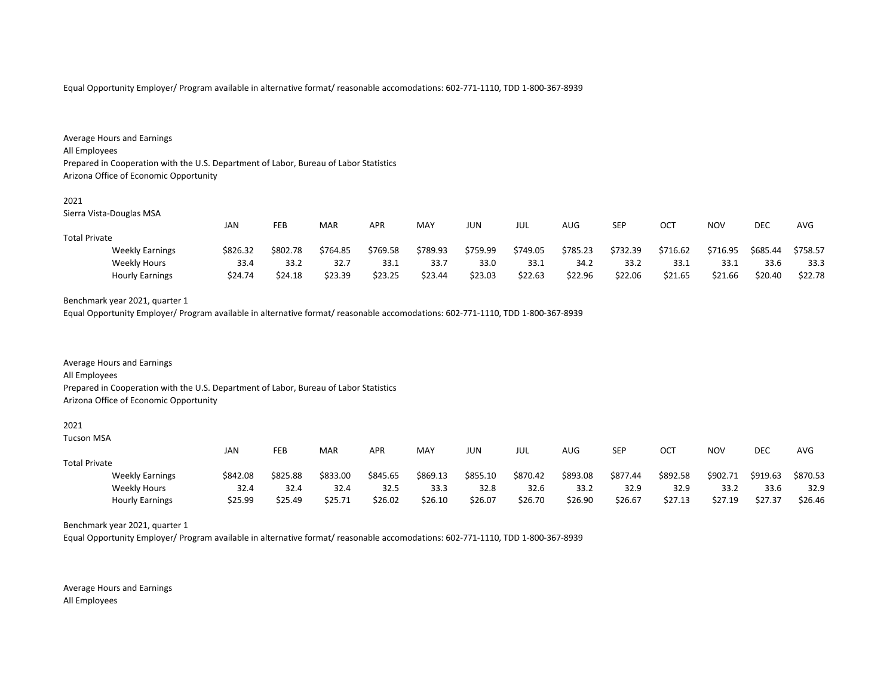Equal Opportunity Employer/ Program available in alternative format/ reasonable accomodations: 602-771-1110, TDD 1-800-367-8939

Average Hours and Earnings
All Employees
Prepared in Cooperation with the U.S. Department of Labor, Bureau of Labor Statistics
Arizona Office of Economic Opportunity

2021
Sierra Vista-Douglas MSA

| | JAN | FEB | MAR | APR | MAY | JUN | JUL | AUG | SEP | OCT | NOV | DEC | AVG |
|---|---|---|---|---|---|---|---|---|---|---|---|---|---|
| Total Private | | | | | | | | | | | | | |
| Weekly Earnings | $826.32 | $802.78 | $764.85 | $769.58 | $789.93 | $759.99 | $749.05 | $785.23 | $732.39 | $716.62 | $716.95 | $685.44 | $758.57 |
| Weekly Hours | 33.4 | 33.2 | 32.7 | 33.1 | 33.7 | 33.0 | 33.1 | 34.2 | 33.2 | 33.1 | 33.1 | 33.6 | 33.3 |
| Hourly Earnings | $24.74 | $24.18 | $23.39 | $23.25 | $23.44 | $23.03 | $22.63 | $22.96 | $22.06 | $21.65 | $21.66 | $20.40 | $22.78 |

Benchmark year 2021, quarter 1
Equal Opportunity Employer/ Program available in alternative format/ reasonable accomodations: 602-771-1110, TDD 1-800-367-8939

Average Hours and Earnings
All Employees
Prepared in Cooperation with the U.S. Department of Labor, Bureau of Labor Statistics
Arizona Office of Economic Opportunity

2021
Tucson MSA

| | JAN | FEB | MAR | APR | MAY | JUN | JUL | AUG | SEP | OCT | NOV | DEC | AVG |
|---|---|---|---|---|---|---|---|---|---|---|---|---|---|
| Total Private | | | | | | | | | | | | | |
| Weekly Earnings | $842.08 | $825.88 | $833.00 | $845.65 | $869.13 | $855.10 | $870.42 | $893.08 | $877.44 | $892.58 | $902.71 | $919.63 | $870.53 |
| Weekly Hours | 32.4 | 32.4 | 32.4 | 32.5 | 33.3 | 32.8 | 32.6 | 33.2 | 32.9 | 32.9 | 33.2 | 33.6 | 32.9 |
| Hourly Earnings | $25.99 | $25.49 | $25.71 | $26.02 | $26.10 | $26.07 | $26.70 | $26.90 | $26.67 | $27.13 | $27.19 | $27.37 | $26.46 |

Benchmark year 2021, quarter 1
Equal Opportunity Employer/ Program available in alternative format/ reasonable accomodations: 602-771-1110, TDD 1-800-367-8939

Average Hours and Earnings
All Employees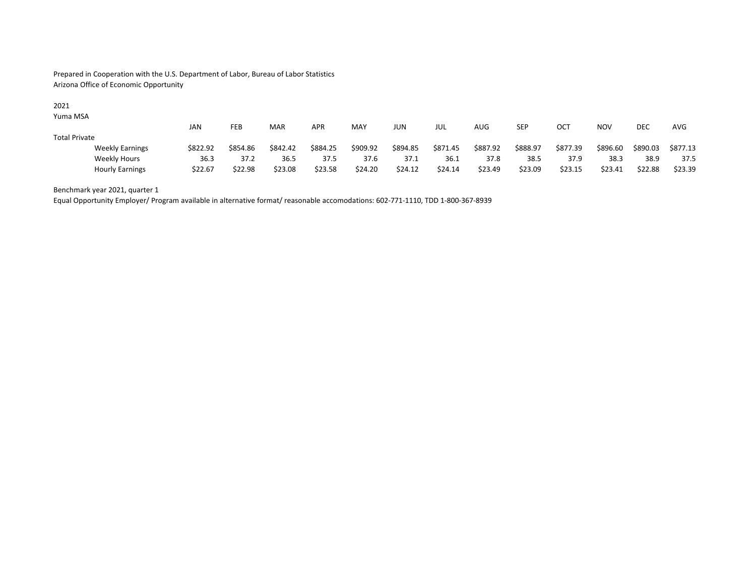Prepared in Cooperation with the U.S. Department of Labor, Bureau of Labor Statistics
Arizona Office of Economic Opportunity

2021
Yuma MSA

| | JAN | FEB | MAR | APR | MAY | JUN | JUL | AUG | SEP | OCT | NOV | DEC | AVG |
|---|---|---|---|---|---|---|---|---|---|---|---|---|---|
| Total Private | | | | | | | | | | | | | |
| Weekly Earnings | $822.92 | $854.86 | $842.42 | $884.25 | $909.92 | $894.85 | $871.45 | $887.92 | $888.97 | $877.39 | $896.60 | $890.03 | $877.13 |
| Weekly Hours | 36.3 | 37.2 | 36.5 | 37.5 | 37.6 | 37.1 | 36.1 | 37.8 | 38.5 | 37.9 | 38.3 | 38.9 | 37.5 |
| Hourly Earnings | $22.67 | $22.98 | $23.08 | $23.58 | $24.20 | $24.12 | $24.14 | $23.49 | $23.09 | $23.15 | $23.41 | $22.88 | $23.39 |

Benchmark year 2021, quarter 1
Equal Opportunity Employer/ Program available in alternative format/ reasonable accomodations: 602-771-1110, TDD 1-800-367-8939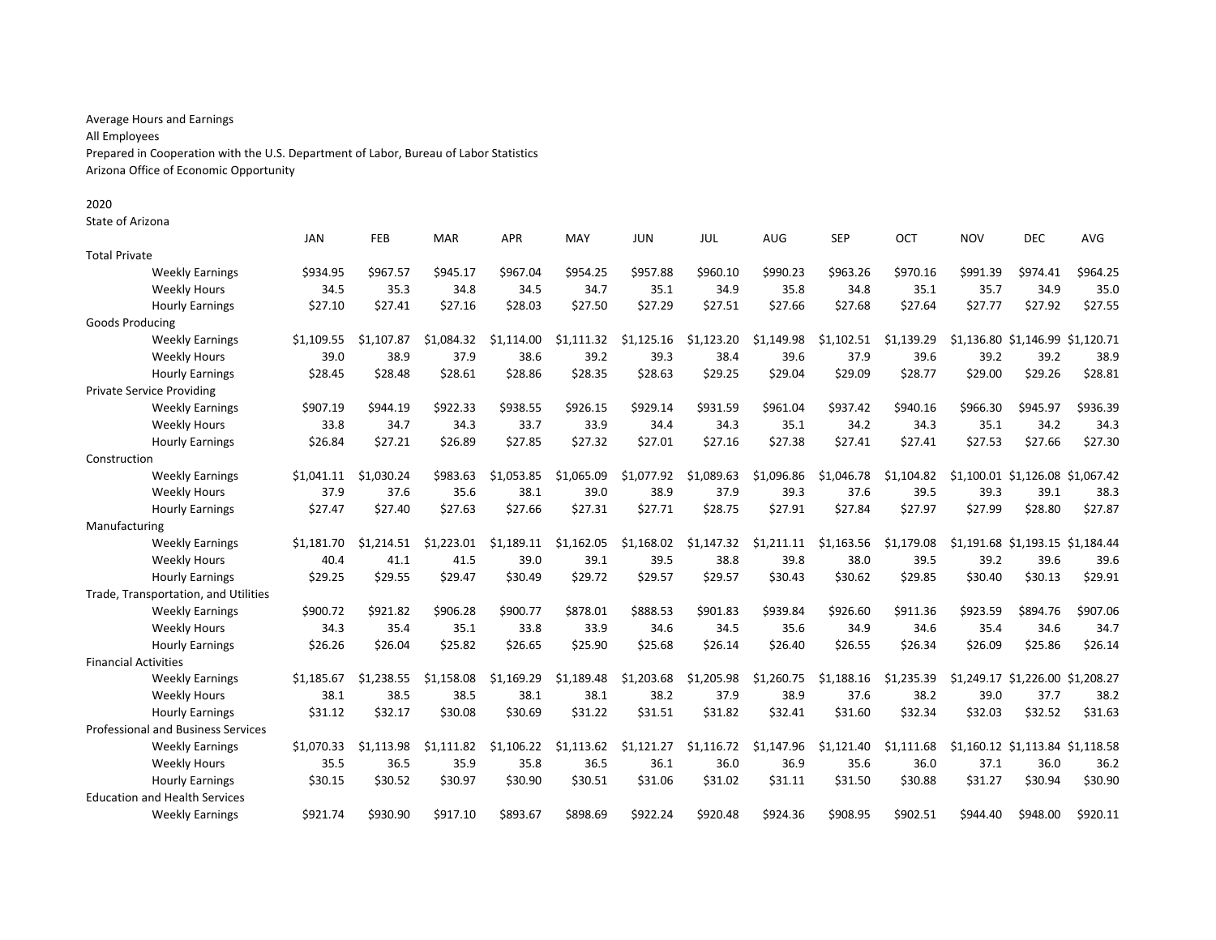Average Hours and Earnings
All Employees
Prepared in Cooperation with the U.S. Department of Labor, Bureau of Labor Statistics
Arizona Office of Economic Opportunity

2020
State of Arizona

| | JAN | FEB | MAR | APR | MAY | JUN | JUL | AUG | SEP | OCT | NOV | DEC | AVG |
|---|---|---|---|---|---|---|---|---|---|---|---|---|---|
| **Total Private** | | | | | | | | | | | | | |
| Weekly Earnings | $934.95 | $967.57 | $945.17 | $967.04 | $954.25 | $957.88 | $960.10 | $990.23 | $963.26 | $970.16 | $991.39 | $974.41 | $964.25 |
| Weekly Hours | 34.5 | 35.3 | 34.8 | 34.5 | 34.7 | 35.1 | 34.9 | 35.8 | 34.8 | 35.1 | 35.7 | 34.9 | 35.0 |
| Hourly Earnings | $27.10 | $27.41 | $27.16 | $28.03 | $27.50 | $27.29 | $27.51 | $27.66 | $27.68 | $27.64 | $27.77 | $27.92 | $27.55 |
| **Goods Producing** | | | | | | | | | | | | | |
| Weekly Earnings | $1,109.55 | $1,107.87 | $1,084.32 | $1,114.00 | $1,111.32 | $1,125.16 | $1,123.20 | $1,149.98 | $1,102.51 | $1,139.29 | $1,136.80 | $1,146.99 | $1,120.71 |
| Weekly Hours | 39.0 | 38.9 | 37.9 | 38.6 | 39.2 | 39.3 | 38.4 | 39.6 | 37.9 | 39.6 | 39.2 | 39.2 | 38.9 |
| Hourly Earnings | $28.45 | $28.48 | $28.61 | $28.86 | $28.35 | $28.63 | $29.25 | $29.04 | $29.09 | $28.77 | $29.00 | $29.26 | $28.81 |
| **Private Service Providing** | | | | | | | | | | | | | |
| Weekly Earnings | $907.19 | $944.19 | $922.33 | $938.55 | $926.15 | $929.14 | $931.59 | $961.04 | $937.42 | $940.16 | $966.30 | $945.97 | $936.39 |
| Weekly Hours | 33.8 | 34.7 | 34.3 | 33.7 | 33.9 | 34.4 | 34.3 | 35.1 | 34.2 | 34.3 | 35.1 | 34.2 | 34.3 |
| Hourly Earnings | $26.84 | $27.21 | $26.89 | $27.85 | $27.32 | $27.01 | $27.16 | $27.38 | $27.41 | $27.41 | $27.53 | $27.66 | $27.30 |
| **Construction** | | | | | | | | | | | | | |
| Weekly Earnings | $1,041.11 | $1,030.24 | $983.63 | $1,053.85 | $1,065.09 | $1,077.92 | $1,089.63 | $1,096.86 | $1,046.78 | $1,104.82 | $1,100.01 | $1,126.08 | $1,067.42 |
| Weekly Hours | 37.9 | 37.6 | 35.6 | 38.1 | 39.0 | 38.9 | 37.9 | 39.3 | 37.6 | 39.5 | 39.3 | 39.1 | 38.3 |
| Hourly Earnings | $27.47 | $27.40 | $27.63 | $27.66 | $27.31 | $27.71 | $28.75 | $27.91 | $27.84 | $27.97 | $27.99 | $28.80 | $27.87 |
| **Manufacturing** | | | | | | | | | | | | | |
| Weekly Earnings | $1,181.70 | $1,214.51 | $1,223.01 | $1,189.11 | $1,162.05 | $1,168.02 | $1,147.32 | $1,211.11 | $1,163.56 | $1,179.08 | $1,191.68 | $1,193.15 | $1,184.44 |
| Weekly Hours | 40.4 | 41.1 | 41.5 | 39.0 | 39.1 | 39.5 | 38.8 | 39.8 | 38.0 | 39.5 | 39.2 | 39.6 | 39.6 |
| Hourly Earnings | $29.25 | $29.55 | $29.47 | $30.49 | $29.72 | $29.57 | $29.57 | $30.43 | $30.62 | $29.85 | $30.40 | $30.13 | $29.91 |
| **Trade, Transportation, and Utilities** | | | | | | | | | | | | | |
| Weekly Earnings | $900.72 | $921.82 | $906.28 | $900.77 | $878.01 | $888.53 | $901.83 | $939.84 | $926.60 | $911.36 | $923.59 | $894.76 | $907.06 |
| Weekly Hours | 34.3 | 35.4 | 35.1 | 33.8 | 33.9 | 34.6 | 34.5 | 35.6 | 34.9 | 34.6 | 35.4 | 34.6 | 34.7 |
| Hourly Earnings | $26.26 | $26.04 | $25.82 | $26.65 | $25.90 | $25.68 | $26.14 | $26.40 | $26.55 | $26.34 | $26.09 | $25.86 | $26.14 |
| **Financial Activities** | | | | | | | | | | | | | |
| Weekly Earnings | $1,185.67 | $1,238.55 | $1,158.08 | $1,169.29 | $1,189.48 | $1,203.68 | $1,205.98 | $1,260.75 | $1,188.16 | $1,235.39 | $1,249.17 | $1,226.00 | $1,208.27 |
| Weekly Hours | 38.1 | 38.5 | 38.5 | 38.1 | 38.1 | 38.2 | 37.9 | 38.9 | 37.6 | 38.2 | 39.0 | 37.7 | 38.2 |
| Hourly Earnings | $31.12 | $32.17 | $30.08 | $30.69 | $31.22 | $31.51 | $31.82 | $32.41 | $31.60 | $32.34 | $32.03 | $32.52 | $31.63 |
| **Professional and Business Services** | | | | | | | | | | | | | |
| Weekly Earnings | $1,070.33 | $1,113.98 | $1,111.82 | $1,106.22 | $1,113.62 | $1,121.27 | $1,116.72 | $1,147.96 | $1,121.40 | $1,111.68 | $1,160.12 | $1,113.84 | $1,118.58 |
| Weekly Hours | 35.5 | 36.5 | 35.9 | 35.8 | 36.5 | 36.1 | 36.0 | 36.9 | 35.6 | 36.0 | 37.1 | 36.0 | 36.2 |
| Hourly Earnings | $30.15 | $30.52 | $30.97 | $30.90 | $30.51 | $31.06 | $31.02 | $31.11 | $31.50 | $30.88 | $31.27 | $30.94 | $30.90 |
| **Education and Health Services** | | | | | | | | | | | | | |
| Weekly Earnings | $921.74 | $930.90 | $917.10 | $893.67 | $898.69 | $922.24 | $920.48 | $924.36 | $908.95 | $902.51 | $944.40 | $948.00 | $920.11 |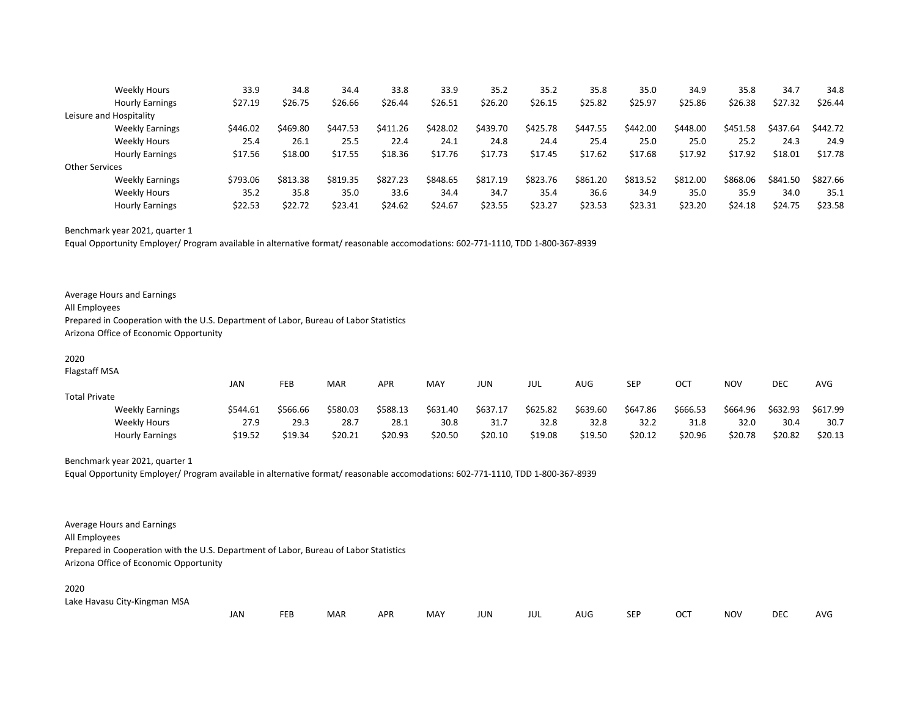| | JAN | FEB | MAR | APR | MAY | JUN | JUL | AUG | SEP | OCT | NOV | DEC | AVG |
|---|---|---|---|---|---|---|---|---|---|---|---|---|---|
| Weekly Hours | 33.9 | 34.8 | 34.4 | 33.8 | 33.9 | 35.2 | 35.2 | 35.8 | 35.0 | 34.9 | 35.8 | 34.7 | 34.8 |
| Hourly Earnings | $27.19 | $26.75 | $26.66 | $26.44 | $26.51 | $26.20 | $26.15 | $25.82 | $25.97 | $25.86 | $26.38 | $27.32 | $26.44 |
| Leisure and Hospitality | | | | | | | | | | | | | |
| Weekly Earnings | $446.02 | $469.80 | $447.53 | $411.26 | $428.02 | $439.70 | $425.78 | $447.55 | $442.00 | $448.00 | $451.58 | $437.64 | $442.72 |
| Weekly Hours | 25.4 | 26.1 | 25.5 | 22.4 | 24.1 | 24.8 | 24.4 | 25.4 | 25.0 | 25.0 | 25.2 | 24.3 | 24.9 |
| Hourly Earnings | $17.56 | $18.00 | $17.55 | $18.36 | $17.76 | $17.73 | $17.45 | $17.62 | $17.68 | $17.92 | $17.92 | $18.01 | $17.78 |
| Other Services | | | | | | | | | | | | | |
| Weekly Earnings | $793.06 | $813.38 | $819.35 | $827.23 | $848.65 | $817.19 | $823.76 | $861.20 | $813.52 | $812.00 | $868.06 | $841.50 | $827.66 |
| Weekly Hours | 35.2 | 35.8 | 35.0 | 33.6 | 34.4 | 34.7 | 35.4 | 36.6 | 34.9 | 35.0 | 35.9 | 34.0 | 35.1 |
| Hourly Earnings | $22.53 | $22.72 | $23.41 | $24.62 | $24.67 | $23.55 | $23.27 | $23.53 | $23.31 | $23.20 | $24.18 | $24.75 | $23.58 |

Benchmark year 2021, quarter 1

Equal Opportunity Employer/ Program available in alternative format/ reasonable accomodations: 602-771-1110, TDD 1-800-367-8939

Average Hours and Earnings

All Employees

Prepared in Cooperation with the U.S. Department of Labor, Bureau of Labor Statistics

Arizona Office of Economic Opportunity

2020

Flagstaff MSA

| | JAN | FEB | MAR | APR | MAY | JUN | JUL | AUG | SEP | OCT | NOV | DEC | AVG |
|---|---|---|---|---|---|---|---|---|---|---|---|---|---|
| Total Private | | | | | | | | | | | | | |
| Weekly Earnings | $544.61 | $566.66 | $580.03 | $588.13 | $631.40 | $637.17 | $625.82 | $639.60 | $647.86 | $666.53 | $664.96 | $632.93 | $617.99 |
| Weekly Hours | 27.9 | 29.3 | 28.7 | 28.1 | 30.8 | 31.7 | 32.8 | 32.8 | 32.2 | 31.8 | 32.0 | 30.4 | 30.7 |
| Hourly Earnings | $19.52 | $19.34 | $20.21 | $20.93 | $20.50 | $20.10 | $19.08 | $19.50 | $20.12 | $20.96 | $20.78 | $20.82 | $20.13 |

Benchmark year 2021, quarter 1

Equal Opportunity Employer/ Program available in alternative format/ reasonable accomodations: 602-771-1110, TDD 1-800-367-8939

Average Hours and Earnings

All Employees

Prepared in Cooperation with the U.S. Department of Labor, Bureau of Labor Statistics

Arizona Office of Economic Opportunity

2020

Lake Havasu City-Kingman MSA

| | JAN | FEB | MAR | APR | MAY | JUN | JUL | AUG | SEP | OCT | NOV | DEC | AVG |
|---|---|---|---|---|---|---|---|---|---|---|---|---|---|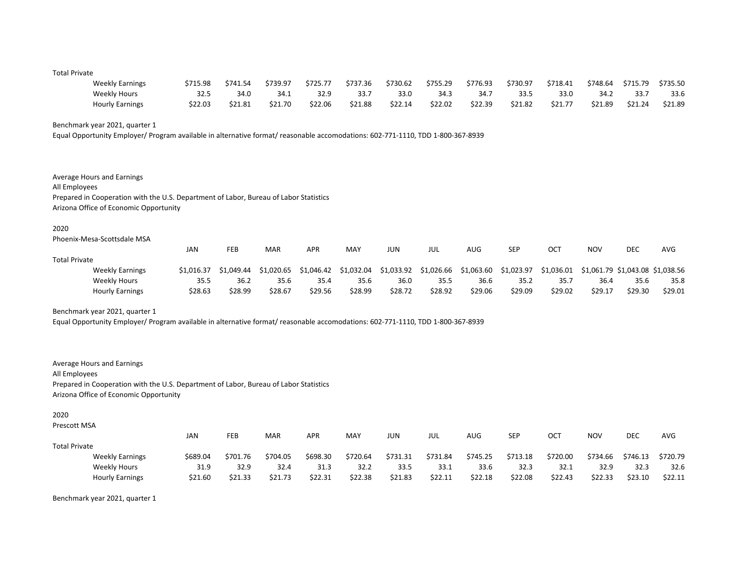| | JAN | FEB | MAR | APR | MAY | JUN | JUL | AUG | SEP | OCT | NOV | DEC | AVG |
|---|---|---|---|---|---|---|---|---|---|---|---|---|---|
| Total Private | | | | | | | | | | | | | |
| Weekly Earnings | $715.98 | $741.54 | $739.97 | $725.77 | $737.36 | $730.62 | $755.29 | $776.93 | $730.97 | $718.41 | $748.64 | $715.79 | $735.50 |
| Weekly Hours | 32.5 | 34.0 | 34.1 | 32.9 | 33.7 | 33.0 | 34.3 | 34.7 | 33.5 | 33.0 | 34.2 | 33.7 | 33.6 |
| Hourly Earnings | $22.03 | $21.81 | $21.70 | $22.06 | $21.88 | $22.14 | $22.02 | $22.39 | $21.82 | $21.77 | $21.89 | $21.24 | $21.89 |

Benchmark year 2021, quarter 1

Equal Opportunity Employer/ Program available in alternative format/ reasonable accomodations: 602-771-1110, TDD 1-800-367-8939

Average Hours and Earnings

All Employees

Prepared in Cooperation with the U.S. Department of Labor, Bureau of Labor Statistics

Arizona Office of Economic Opportunity

2020

Phoenix-Mesa-Scottsdale MSA

| | JAN | FEB | MAR | APR | MAY | JUN | JUL | AUG | SEP | OCT | NOV | DEC | AVG |
|---|---|---|---|---|---|---|---|---|---|---|---|---|---|
| Total Private | | | | | | | | | | | | | |
| Weekly Earnings | $1,016.37 | $1,049.44 | $1,020.65 | $1,046.42 | $1,032.04 | $1,033.92 | $1,026.66 | $1,063.60 | $1,023.97 | $1,036.01 | $1,061.79 | $1,043.08 | $1,038.56 |
| Weekly Hours | 35.5 | 36.2 | 35.6 | 35.4 | 35.6 | 36.0 | 35.5 | 36.6 | 35.2 | 35.7 | 36.4 | 35.6 | 35.8 |
| Hourly Earnings | $28.63 | $28.99 | $28.67 | $29.56 | $28.99 | $28.72 | $28.92 | $29.06 | $29.09 | $29.02 | $29.17 | $29.30 | $29.01 |

Benchmark year 2021, quarter 1

Equal Opportunity Employer/ Program available in alternative format/ reasonable accomodations: 602-771-1110, TDD 1-800-367-8939

Average Hours and Earnings

All Employees

Prepared in Cooperation with the U.S. Department of Labor, Bureau of Labor Statistics

Arizona Office of Economic Opportunity

2020

Prescott MSA

| | JAN | FEB | MAR | APR | MAY | JUN | JUL | AUG | SEP | OCT | NOV | DEC | AVG |
|---|---|---|---|---|---|---|---|---|---|---|---|---|---|
| Total Private | | | | | | | | | | | | | |
| Weekly Earnings | $689.04 | $701.76 | $704.05 | $698.30 | $720.64 | $731.31 | $731.84 | $745.25 | $713.18 | $720.00 | $734.66 | $746.13 | $720.79 |
| Weekly Hours | 31.9 | 32.9 | 32.4 | 31.3 | 32.2 | 33.5 | 33.1 | 33.6 | 32.3 | 32.1 | 32.9 | 32.3 | 32.6 |
| Hourly Earnings | $21.60 | $21.33 | $21.73 | $22.31 | $22.38 | $21.83 | $22.11 | $22.18 | $22.08 | $22.43 | $22.33 | $23.10 | $22.11 |

Benchmark year 2021, quarter 1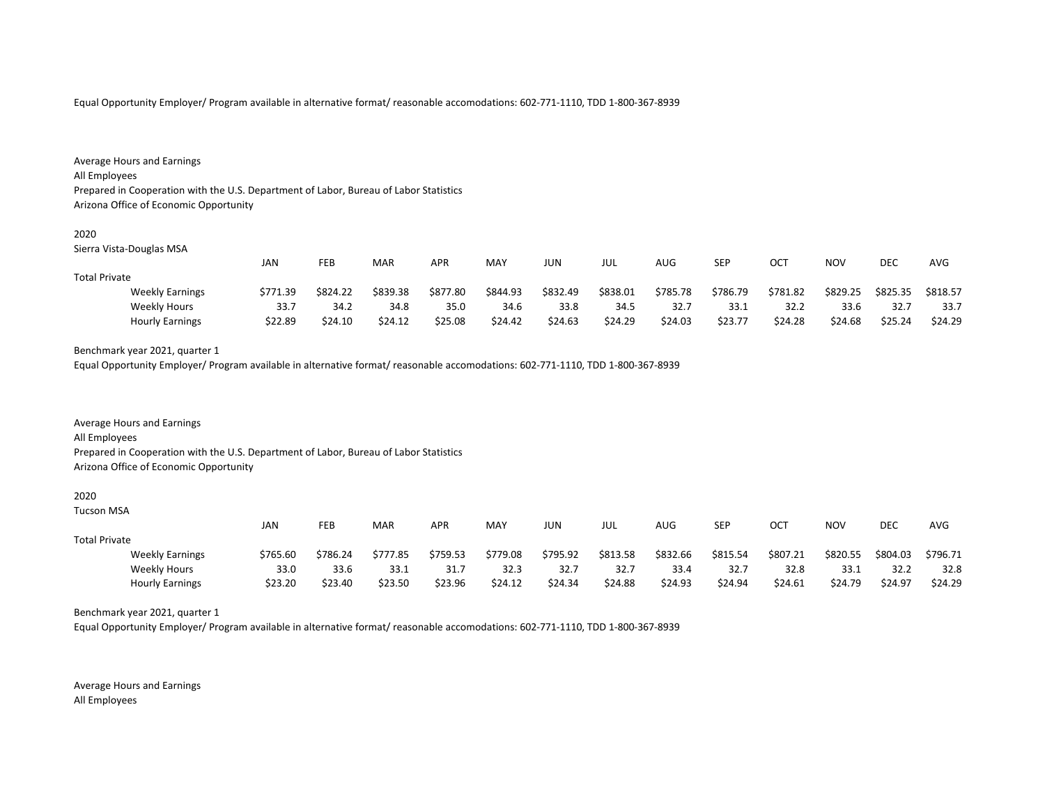Equal Opportunity Employer/ Program available in alternative format/ reasonable accomodations: 602-771-1110, TDD 1-800-367-8939

Average Hours and Earnings
All Employees
Prepared in Cooperation with the U.S. Department of Labor, Bureau of Labor Statistics
Arizona Office of Economic Opportunity

2020
Sierra Vista-Douglas MSA

| | JAN | FEB | MAR | APR | MAY | JUN | JUL | AUG | SEP | OCT | NOV | DEC | AVG |
|---|---|---|---|---|---|---|---|---|---|---|---|---|---|
| Total Private | | | | | | | | | | | | | |
| Weekly Earnings | $771.39 | $824.22 | $839.38 | $877.80 | $844.93 | $832.49 | $838.01 | $785.78 | $786.79 | $781.82 | $829.25 | $825.35 | $818.57 |
| Weekly Hours | 33.7 | 34.2 | 34.8 | 35.0 | 34.6 | 33.8 | 34.5 | 32.7 | 33.1 | 32.2 | 33.6 | 32.7 | 33.7 |
| Hourly Earnings | $22.89 | $24.10 | $24.12 | $25.08 | $24.42 | $24.63 | $24.29 | $24.03 | $23.77 | $24.28 | $24.68 | $25.24 | $24.29 |

Benchmark year 2021, quarter 1
Equal Opportunity Employer/ Program available in alternative format/ reasonable accomodations: 602-771-1110, TDD 1-800-367-8939

Average Hours and Earnings
All Employees
Prepared in Cooperation with the U.S. Department of Labor, Bureau of Labor Statistics
Arizona Office of Economic Opportunity

2020
Tucson MSA

| | JAN | FEB | MAR | APR | MAY | JUN | JUL | AUG | SEP | OCT | NOV | DEC | AVG |
|---|---|---|---|---|---|---|---|---|---|---|---|---|---|
| Total Private | | | | | | | | | | | | | |
| Weekly Earnings | $765.60 | $786.24 | $777.85 | $759.53 | $779.08 | $795.92 | $813.58 | $832.66 | $815.54 | $807.21 | $820.55 | $804.03 | $796.71 |
| Weekly Hours | 33.0 | 33.6 | 33.1 | 31.7 | 32.3 | 32.7 | 32.7 | 33.4 | 32.7 | 32.8 | 33.1 | 32.2 | 32.8 |
| Hourly Earnings | $23.20 | $23.40 | $23.50 | $23.96 | $24.12 | $24.34 | $24.88 | $24.93 | $24.94 | $24.61 | $24.79 | $24.97 | $24.29 |

Benchmark year 2021, quarter 1
Equal Opportunity Employer/ Program available in alternative format/ reasonable accomodations: 602-771-1110, TDD 1-800-367-8939

Average Hours and Earnings
All Employees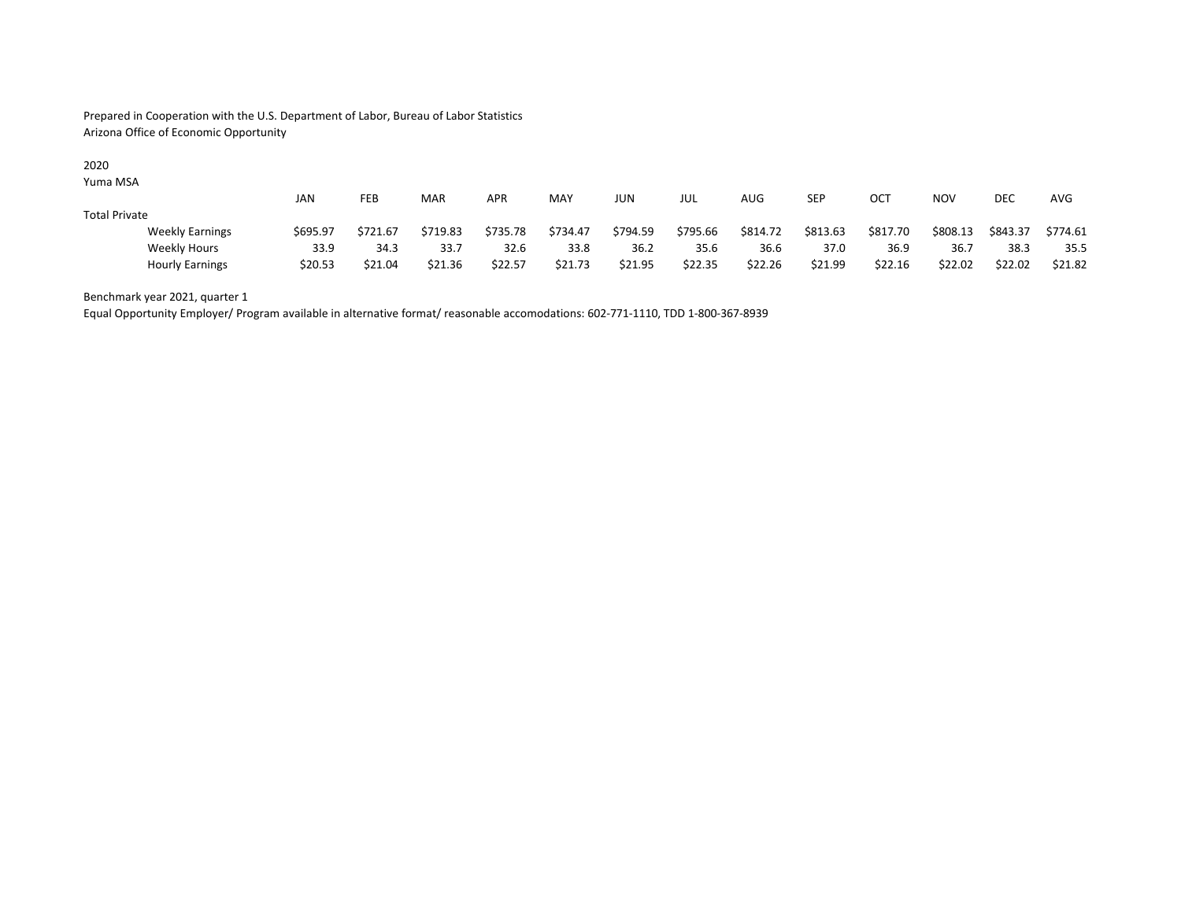Prepared in Cooperation with the U.S. Department of Labor, Bureau of Labor Statistics
Arizona Office of Economic Opportunity

2020
Yuma MSA

| | JAN | FEB | MAR | APR | MAY | JUN | JUL | AUG | SEP | OCT | NOV | DEC | AVG |
|---|---|---|---|---|---|---|---|---|---|---|---|---|---|
| Total Private | | | | | | | | | | | | | |
| Weekly Earnings | $695.97 | $721.67 | $719.83 | $735.78 | $734.47 | $794.59 | $795.66 | $814.72 | $813.63 | $817.70 | $808.13 | $843.37 | $774.61 |
| Weekly Hours | 33.9 | 34.3 | 33.7 | 32.6 | 33.8 | 36.2 | 35.6 | 36.6 | 37.0 | 36.9 | 36.7 | 38.3 | 35.5 |
| Hourly Earnings | $20.53 | $21.04 | $21.36 | $22.57 | $21.73 | $21.95 | $22.35 | $22.26 | $21.99 | $22.16 | $22.02 | $22.02 | $21.82 |

Benchmark year 2021, quarter 1
Equal Opportunity Employer/ Program available in alternative format/ reasonable accomodations: 602-771-1110, TDD 1-800-367-8939